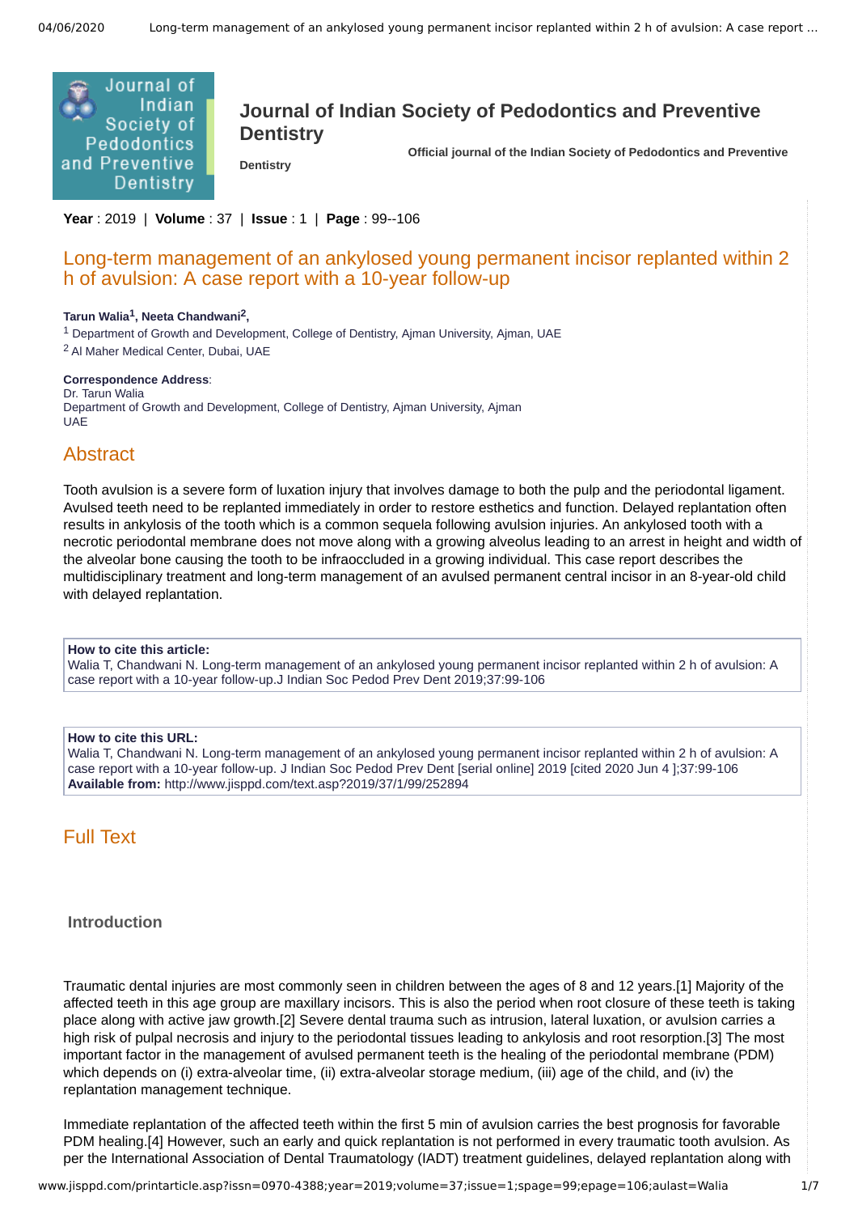# Journal of Indian Society of Pedodontics and Preventive Dentistry

**Official journal of the Indian Society of Pedodontics and Preventive Dentistry**

**Year** : 2019 | **Volume** : 37 | **Issue** : 1 | **Page** : 99--106

## Long-term management of an ankylosed young permanent incisor replanted within 2 h of avulsion: A case report with a 10-year follow-up

**Tarun Walia[1], Neeta Chandwani[2],**

[1] Department of Growth and Development, College of Dentistry, Ajman University, Ajman, UAE
[2] Al Maher Medical Center, Dubai, UAE

**Correspondence Address**:
Dr. Tarun Walia
Department of Growth and Development, College of Dentistry, Ajman University, Ajman
UAE

## Abstract

Tooth avulsion is a severe form of luxation injury that involves damage to both the pulp and the periodontal ligament. Avulsed teeth need to be replanted immediately in order to restore esthetics and function. Delayed replantation often results in ankylosis of the tooth which is a common sequela following avulsion injuries. An ankylosed tooth with a necrotic periodontal membrane does not move along with a growing alveolus leading to an arrest in height and width of the alveolar bone causing the tooth to be infraoccluded in a growing individual. This case report describes the multidisciplinary treatment and long-term management of an avulsed permanent central incisor in an 8-year-old child with delayed replantation.

**How to cite this article:**
Walia T, Chandwani N. Long-term management of an ankylosed young permanent incisor replanted within 2 h of avulsion: A case report with a 10-year follow-up.J Indian Soc Pedod Prev Dent 2019;37:99-106

**How to cite this URL:**
Walia T, Chandwani N. Long-term management of an ankylosed young permanent incisor replanted within 2 h of avulsion: A case report with a 10-year follow-up. J Indian Soc Pedod Prev Dent [serial online] 2019 [cited 2020 Jun 4 ];37:99-106
**Available from:** http://www.jisppd.com/text.asp?2019/37/1/99/252894

## Full Text

### Introduction

Traumatic dental injuries are most commonly seen in children between the ages of 8 and 12 years.[1] Majority of the affected teeth in this age group are maxillary incisors. This is also the period when root closure of these teeth is taking place along with active jaw growth.[2] Severe dental trauma such as intrusion, lateral luxation, or avulsion carries a high risk of pulpal necrosis and injury to the periodontal tissues leading to ankylosis and root resorption.[3] The most important factor in the management of avulsed permanent teeth is the healing of the periodontal membrane (PDM) which depends on (i) extra-alveolar time, (ii) extra-alveolar storage medium, (iii) age of the child, and (iv) the replantation management technique.

Immediate replantation of the affected teeth within the first 5 min of avulsion carries the best prognosis for favorable PDM healing.[4] However, such an early and quick replantation is not performed in every traumatic tooth avulsion. As per the International Association of Dental Traumatology (IADT) treatment guidelines, delayed replantation along with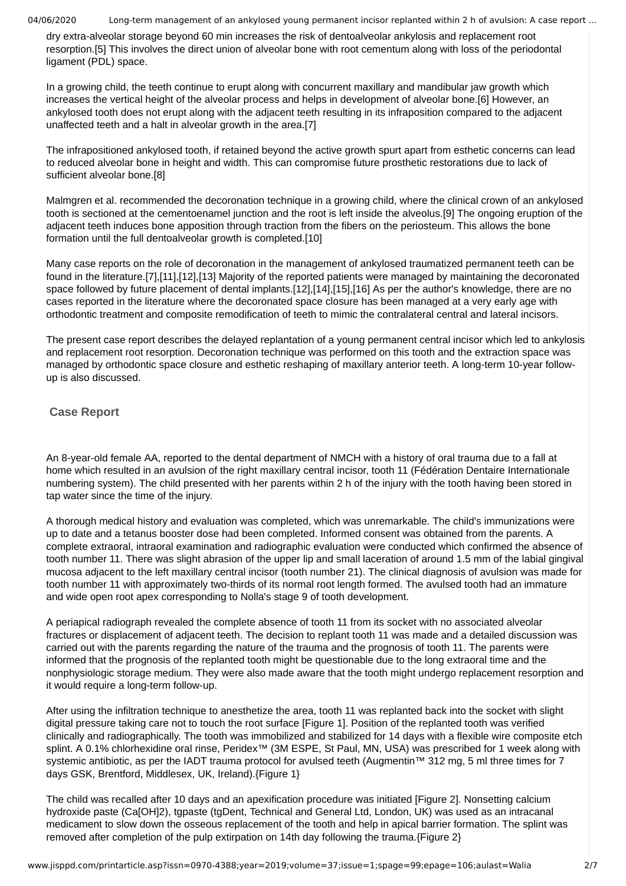dry extra-alveolar storage beyond 60 min increases the risk of dentoalveolar ankylosis and replacement root resorption.[5] This involves the direct union of alveolar bone with root cementum along with loss of the periodontal ligament (PDL) space.

In a growing child, the teeth continue to erupt along with concurrent maxillary and mandibular jaw growth which increases the vertical height of the alveolar process and helps in development of alveolar bone.[6] However, an ankylosed tooth does not erupt along with the adjacent teeth resulting in its infraposition compared to the adjacent unaffected teeth and a halt in alveolar growth in the area.[7]

The infrapositioned ankylosed tooth, if retained beyond the active growth spurt apart from esthetic concerns can lead to reduced alveolar bone in height and width. This can compromise future prosthetic restorations due to lack of sufficient alveolar bone.[8]

Malmgren et al. recommended the decoronation technique in a growing child, where the clinical crown of an ankylosed tooth is sectioned at the cementoenamel junction and the root is left inside the alveolus.[9] The ongoing eruption of the adjacent teeth induces bone apposition through traction from the fibers on the periosteum. This allows the bone formation until the full dentoalveolar growth is completed.[10]

Many case reports on the role of decoronation in the management of ankylosed traumatized permanent teeth can be found in the literature.[7],[11],[12],[13] Majority of the reported patients were managed by maintaining the decoronated space followed by future placement of dental implants.[12],[14],[15],[16] As per the author's knowledge, there are no cases reported in the literature where the decoronated space closure has been managed at a very early age with orthodontic treatment and composite remodification of teeth to mimic the contralateral central and lateral incisors.

The present case report describes the delayed replantation of a young permanent central incisor which led to ankylosis and replacement root resorption. Decoronation technique was performed on this tooth and the extraction space was managed by orthodontic space closure and esthetic reshaping of maxillary anterior teeth. A long-term 10-year follow-up is also discussed.

## Case Report

An 8-year-old female AA, reported to the dental department of NMCH with a history of oral trauma due to a fall at home which resulted in an avulsion of the right maxillary central incisor, tooth 11 (Fédération Dentaire Internationale numbering system). The child presented with her parents within 2 h of the injury with the tooth having been stored in tap water since the time of the injury.

A thorough medical history and evaluation was completed, which was unremarkable. The child's immunizations were up to date and a tetanus booster dose had been completed. Informed consent was obtained from the parents. A complete extraoral, intraoral examination and radiographic evaluation were conducted which confirmed the absence of tooth number 11. There was slight abrasion of the upper lip and small laceration of around 1.5 mm of the labial gingival mucosa adjacent to the left maxillary central incisor (tooth number 21). The clinical diagnosis of avulsion was made for tooth number 11 with approximately two-thirds of its normal root length formed. The avulsed tooth had an immature and wide open root apex corresponding to Nolla's stage 9 of tooth development.

A periapical radiograph revealed the complete absence of tooth 11 from its socket with no associated alveolar fractures or displacement of adjacent teeth. The decision to replant tooth 11 was made and a detailed discussion was carried out with the parents regarding the nature of the trauma and the prognosis of tooth 11. The parents were informed that the prognosis of the replanted tooth might be questionable due to the long extraoral time and the nonphysiologic storage medium. They were also made aware that the tooth might undergo replacement resorption and it would require a long-term follow-up.

After using the infiltration technique to anesthetize the area, tooth 11 was replanted back into the socket with slight digital pressure taking care not to touch the root surface [Figure 1]. Position of the replanted tooth was verified clinically and radiographically. The tooth was immobilized and stabilized for 14 days with a flexible wire composite etch splint. A 0.1% chlorhexidine oral rinse, Peridex™ (3M ESPE, St Paul, MN, USA) was prescribed for 1 week along with systemic antibiotic, as per the IADT trauma protocol for avulsed teeth (Augmentin™ 312 mg, 5 ml three times for 7 days GSK, Brentford, Middlesex, UK, Ireland).{Figure 1}

The child was recalled after 10 days and an apexification procedure was initiated [Figure 2]. Nonsetting calcium hydroxide paste ($Ca(OH)_2$), tgpaste (tgDent, Technical and General Ltd, London, UK) was used as an intracanal medicament to slow down the osseous replacement of the tooth and help in apical barrier formation. The splint was removed after completion of the pulp extirpation on 14th day following the trauma.{Figure 2}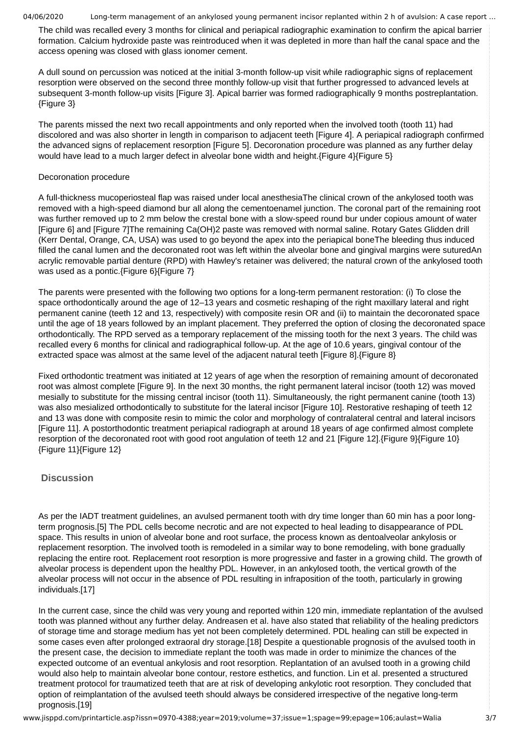The child was recalled every 3 months for clinical and periapical radiographic examination to confirm the apical barrier formation. Calcium hydroxide paste was reintroduced when it was depleted in more than half the canal space and the access opening was closed with glass ionomer cement.

A dull sound on percussion was noticed at the initial 3-month follow-up visit while radiographic signs of replacement resorption were observed on the second three monthly follow-up visit that further progressed to advanced levels at subsequent 3-month follow-up visits [Figure 3]. Apical barrier was formed radiographically 9 months postreplantation.{Figure 3}

The parents missed the next two recall appointments and only reported when the involved tooth (tooth 11) had discolored and was also shorter in length in comparison to adjacent teeth [Figure 4]. A periapical radiograph confirmed the advanced signs of replacement resorption [Figure 5]. Decoronation procedure was planned as any further delay would have lead to a much larger defect in alveolar bone width and height.{Figure 4}{Figure 5}

Decoronation procedure

A full-thickness mucoperiosteal flap was raised under local anesthesiaThe clinical crown of the ankylosed tooth was removed with a high-speed diamond bur all along the cementoenamel junction. The coronal part of the remaining root was further removed up to 2 mm below the crestal bone with a slow-speed round bur under copious amount of water [Figure 6] and [Figure 7]The remaining $Ca(OH)_2$ paste was removed with normal saline. Rotary Gates Glidden drill (Kerr Dental, Orange, CA, USA) was used to go beyond the apex into the periapical boneThe bleeding thus induced filled the canal lumen and the decoronated root was left within the alveolar bone and gingival margins were suturedAn acrylic removable partial denture (RPD) with Hawley's retainer was delivered; the natural crown of the ankylosed tooth was used as a pontic.{Figure 6}{Figure 7}

The parents were presented with the following two options for a long-term permanent restoration: (i) To close the space orthodontically around the age of 12–13 years and cosmetic reshaping of the right maxillary lateral and right permanent canine (teeth 12 and 13, respectively) with composite resin OR and (ii) to maintain the decoronated space until the age of 18 years followed by an implant placement. They preferred the option of closing the decoronated space orthodontically. The RPD served as a temporary replacement of the missing tooth for the next 3 years. The child was recalled every 6 months for clinical and radiographical follow-up. At the age of 10.6 years, gingival contour of the extracted space was almost at the same level of the adjacent natural teeth [Figure 8].{Figure 8}

Fixed orthodontic treatment was initiated at 12 years of age when the resorption of remaining amount of decoronated root was almost complete [Figure 9]. In the next 30 months, the right permanent lateral incisor (tooth 12) was moved mesially to substitute for the missing central incisor (tooth 11). Simultaneously, the right permanent canine (tooth 13) was also mesialized orthodontically to substitute for the lateral incisor [Figure 10]. Restorative reshaping of teeth 12 and 13 was done with composite resin to mimic the color and morphology of contralateral central and lateral incisors [Figure 11]. A postorthodontic treatment periapical radiograph at around 18 years of age confirmed almost complete resorption of the decoronated root with good root angulation of teeth 12 and 21 [Figure 12].{Figure 9}{Figure 10}{Figure 11}{Figure 12}

## Discussion

As per the IADT treatment guidelines, an avulsed permanent tooth with dry time longer than 60 min has a poor long-term prognosis.[5] The PDL cells become necrotic and are not expected to heal leading to disappearance of PDL space. This results in union of alveolar bone and root surface, the process known as dentoalveolar ankylosis or replacement resorption. The involved tooth is remodeled in a similar way to bone remodeling, with bone gradually replacing the entire root. Replacement root resorption is more progressive and faster in a growing child. The growth of alveolar process is dependent upon the healthy PDL. However, in an ankylosed tooth, the vertical growth of the alveolar process will not occur in the absence of PDL resulting in infraposition of the tooth, particularly in growing individuals.[17]

In the current case, since the child was very young and reported within 120 min, immediate replantation of the avulsed tooth was planned without any further delay. Andreasen et al. have also stated that reliability of the healing predictors of storage time and storage medium has yet not been completely determined. PDL healing can still be expected in some cases even after prolonged extraoral dry storage.[18] Despite a questionable prognosis of the avulsed tooth in the present case, the decision to immediate replant the tooth was made in order to minimize the chances of the expected outcome of an eventual ankylosis and root resorption. Replantation of an avulsed tooth in a growing child would also help to maintain alveolar bone contour, restore esthetics, and function. Lin et al. presented a structured treatment protocol for traumatized teeth that are at risk of developing ankylotic root resorption. They concluded that option of reimplantation of the avulsed teeth should always be considered irrespective of the negative long-term prognosis.[19]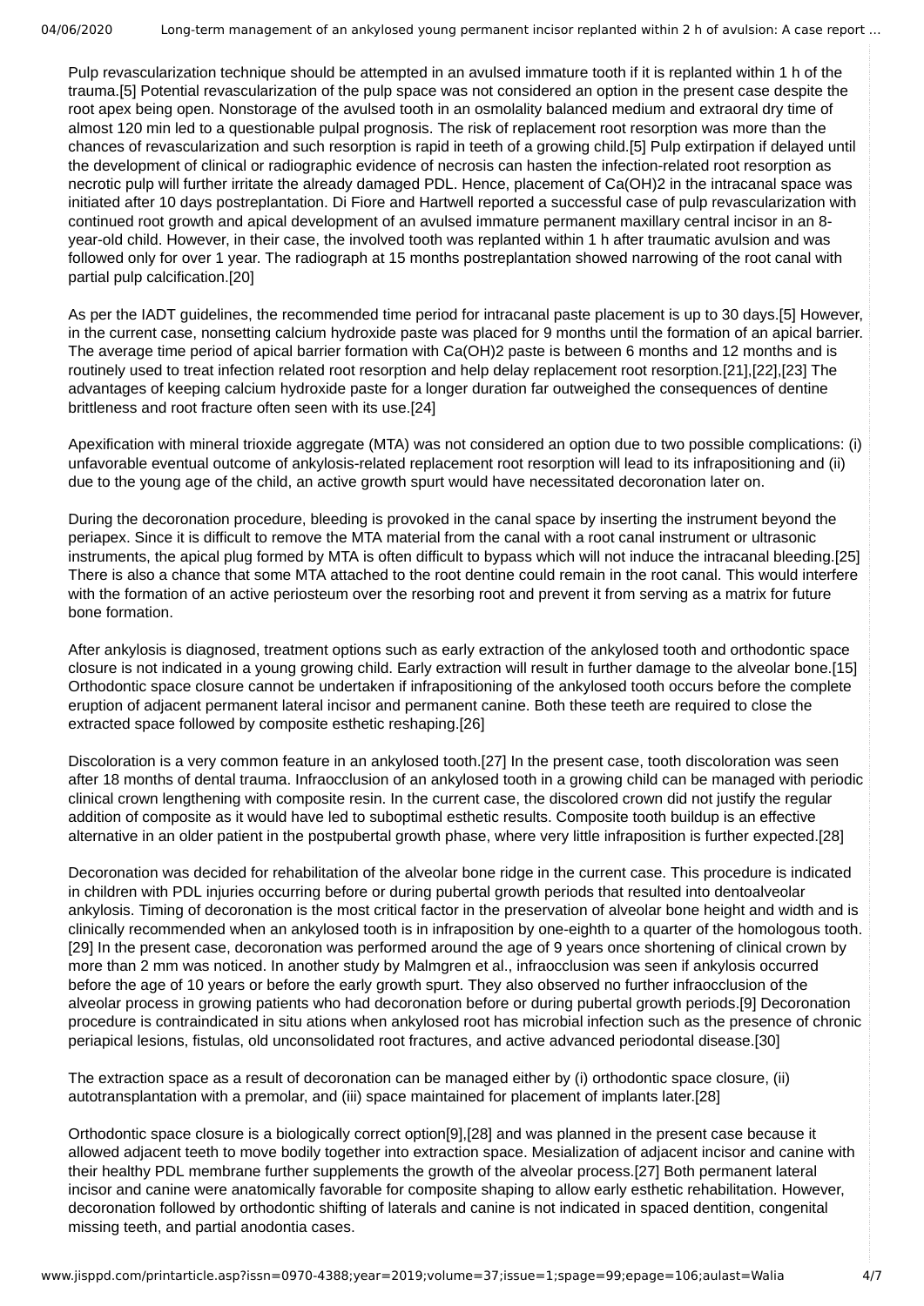Pulp revascularization technique should be attempted in an avulsed immature tooth if it is replanted within 1 h of the trauma.[5] Potential revascularization of the pulp space was not considered an option in the present case despite the root apex being open. Nonstorage of the avulsed tooth in an osmolality balanced medium and extraoral dry time of almost 120 min led to a questionable pulpal prognosis. The risk of replacement root resorption was more than the chances of revascularization and such resorption is rapid in teeth of a growing child.[5] Pulp extirpation if delayed until the development of clinical or radiographic evidence of necrosis can hasten the infection-related root resorption as necrotic pulp will further irritate the already damaged PDL. Hence, placement of $Ca(OH)_2$ in the intracanal space was initiated after 10 days postreplantation. Di Fiore and Hartwell reported a successful case of pulp revascularization with continued root growth and apical development of an avulsed immature permanent maxillary central incisor in an 8-year-old child. However, in their case, the involved tooth was replanted within 1 h after traumatic avulsion and was followed only for over 1 year. The radiograph at 15 months postreplantation showed narrowing of the root canal with partial pulp calcification.[20]

As per the IADT guidelines, the recommended time period for intracanal paste placement is up to 30 days.[5] However, in the current case, nonsetting calcium hydroxide paste was placed for 9 months until the formation of an apical barrier. The average time period of apical barrier formation with $Ca(OH)_2$ paste is between 6 months and 12 months and is routinely used to treat infection related root resorption and help delay replacement root resorption.[21],[22],[23] The advantages of keeping calcium hydroxide paste for a longer duration far outweighed the consequences of dentine brittleness and root fracture often seen with its use.[24]

Apexification with mineral trioxide aggregate (MTA) was not considered an option due to two possible complications: (i) unfavorable eventual outcome of ankylosis-related replacement root resorption will lead to its infrapositioning and (ii) due to the young age of the child, an active growth spurt would have necessitated decoronation later on.

During the decoronation procedure, bleeding is provoked in the canal space by inserting the instrument beyond the periapex. Since it is difficult to remove the MTA material from the canal with a root canal instrument or ultrasonic instruments, the apical plug formed by MTA is often difficult to bypass which will not induce the intracanal bleeding.[25] There is also a chance that some MTA attached to the root dentine could remain in the root canal. This would interfere with the formation of an active periosteum over the resorbing root and prevent it from serving as a matrix for future bone formation.

After ankylosis is diagnosed, treatment options such as early extraction of the ankylosed tooth and orthodontic space closure is not indicated in a young growing child. Early extraction will result in further damage to the alveolar bone.[15] Orthodontic space closure cannot be undertaken if infrapositioning of the ankylosed tooth occurs before the complete eruption of adjacent permanent lateral incisor and permanent canine. Both these teeth are required to close the extracted space followed by composite esthetic reshaping.[26]

Discoloration is a very common feature in an ankylosed tooth.[27] In the present case, tooth discoloration was seen after 18 months of dental trauma. Infraocclusion of an ankylosed tooth in a growing child can be managed with periodic clinical crown lengthening with composite resin. In the current case, the discolored crown did not justify the regular addition of composite as it would have led to suboptimal esthetic results. Composite tooth buildup is an effective alternative in an older patient in the postpubertal growth phase, where very little infraposition is further expected.[28]

Decoronation was decided for rehabilitation of the alveolar bone ridge in the current case. This procedure is indicated in children with PDL injuries occurring before or during pubertal growth periods that resulted into dentoalveolar ankylosis. Timing of decoronation is the most critical factor in the preservation of alveolar bone height and width and is clinically recommended when an ankylosed tooth is in infraposition by one-eighth to a quarter of the homologous tooth.[29] In the present case, decoronation was performed around the age of 9 years once shortening of clinical crown by more than 2 mm was noticed. In another study by Malmgren et al., infraocclusion was seen if ankylosis occurred before the age of 10 years or before the early growth spurt. They also observed no further infraocclusion of the alveolar process in growing patients who had decoronation before or during pubertal growth periods.[9] Decoronation procedure is contraindicated in situ ations when ankylosed root has microbial infection such as the presence of chronic periapical lesions, fistulas, old unconsolidated root fractures, and active advanced periodontal disease.[30]

The extraction space as a result of decoronation can be managed either by (i) orthodontic space closure, (ii) autotransplantation with a premolar, and (iii) space maintained for placement of implants later.[28]

Orthodontic space closure is a biologically correct option[9],[28] and was planned in the present case because it allowed adjacent teeth to move bodily together into extraction space. Mesialization of adjacent incisor and canine with their healthy PDL membrane further supplements the growth of the alveolar process.[27] Both permanent lateral incisor and canine were anatomically favorable for composite shaping to allow early esthetic rehabilitation. However, decoronation followed by orthodontic shifting of laterals and canine is not indicated in spaced dentition, congenital missing teeth, and partial anodontia cases.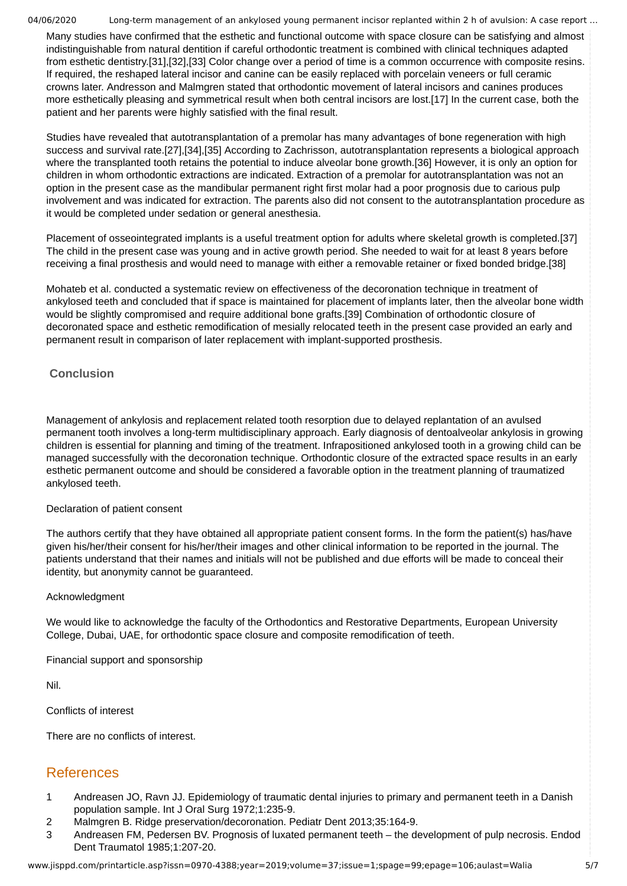Many studies have confirmed that the esthetic and functional outcome with space closure can be satisfying and almost indistinguishable from natural dentition if careful orthodontic treatment is combined with clinical techniques adapted from esthetic dentistry.[31],[32],[33] Color change over a period of time is a common occurrence with composite resins. If required, the reshaped lateral incisor and canine can be easily replaced with porcelain veneers or full ceramic crowns later. Andresson and Malmgren stated that orthodontic movement of lateral incisors and canines produces more esthetically pleasing and symmetrical result when both central incisors are lost.[17] In the current case, both the patient and her parents were highly satisfied with the final result.

Studies have revealed that autotransplantation of a premolar has many advantages of bone regeneration with high success and survival rate.[27],[34],[35] According to Zachrisson, autotransplantation represents a biological approach where the transplanted tooth retains the potential to induce alveolar bone growth.[36] However, it is only an option for children in whom orthodontic extractions are indicated. Extraction of a premolar for autotransplantation was not an option in the present case as the mandibular permanent right first molar had a poor prognosis due to carious pulp involvement and was indicated for extraction. The parents also did not consent to the autotransplantation procedure as it would be completed under sedation or general anesthesia.

Placement of osseointegrated implants is a useful treatment option for adults where skeletal growth is completed.[37] The child in the present case was young and in active growth period. She needed to wait for at least 8 years before receiving a final prosthesis and would need to manage with either a removable retainer or fixed bonded bridge.[38]

Mohateb et al. conducted a systematic review on effectiveness of the decoronation technique in treatment of ankylosed teeth and concluded that if space is maintained for placement of implants later, then the alveolar bone width would be slightly compromised and require additional bone grafts.[39] Combination of orthodontic closure of decoronated space and esthetic remodification of mesially relocated teeth in the present case provided an early and permanent result in comparison of later replacement with implant-supported prosthesis.

## Conclusion

Management of ankylosis and replacement related tooth resorption due to delayed replantation of an avulsed permanent tooth involves a long-term multidisciplinary approach. Early diagnosis of dentoalveolar ankylosis in growing children is essential for planning and timing of the treatment. Infrapositioned ankylosed tooth in a growing child can be managed successfully with the decoronation technique. Orthodontic closure of the extracted space results in an early esthetic permanent outcome and should be considered a favorable option in the treatment planning of traumatized ankylosed teeth.

Declaration of patient consent

The authors certify that they have obtained all appropriate patient consent forms. In the form the patient(s) has/have given his/her/their consent for his/her/their images and other clinical information to be reported in the journal. The patients understand that their names and initials will not be published and due efforts will be made to conceal their identity, but anonymity cannot be guaranteed.

Acknowledgment

We would like to acknowledge the faculty of the Orthodontics and Restorative Departments, European University College, Dubai, UAE, for orthodontic space closure and composite remodification of teeth.

Financial support and sponsorship

Nil.

Conflicts of interest

There are no conflicts of interest.

## References

1. Andreasen JO, Ravn JJ. Epidemiology of traumatic dental injuries to primary and permanent teeth in a Danish population sample. Int J Oral Surg 1972;1:235-9.
2. Malmgren B. Ridge preservation/decoronation. Pediatr Dent 2013;35:164-9.
3. Andreasen FM, Pedersen BV. Prognosis of luxated permanent teeth – the development of pulp necrosis. Endod Dent Traumatol 1985;1:207-20.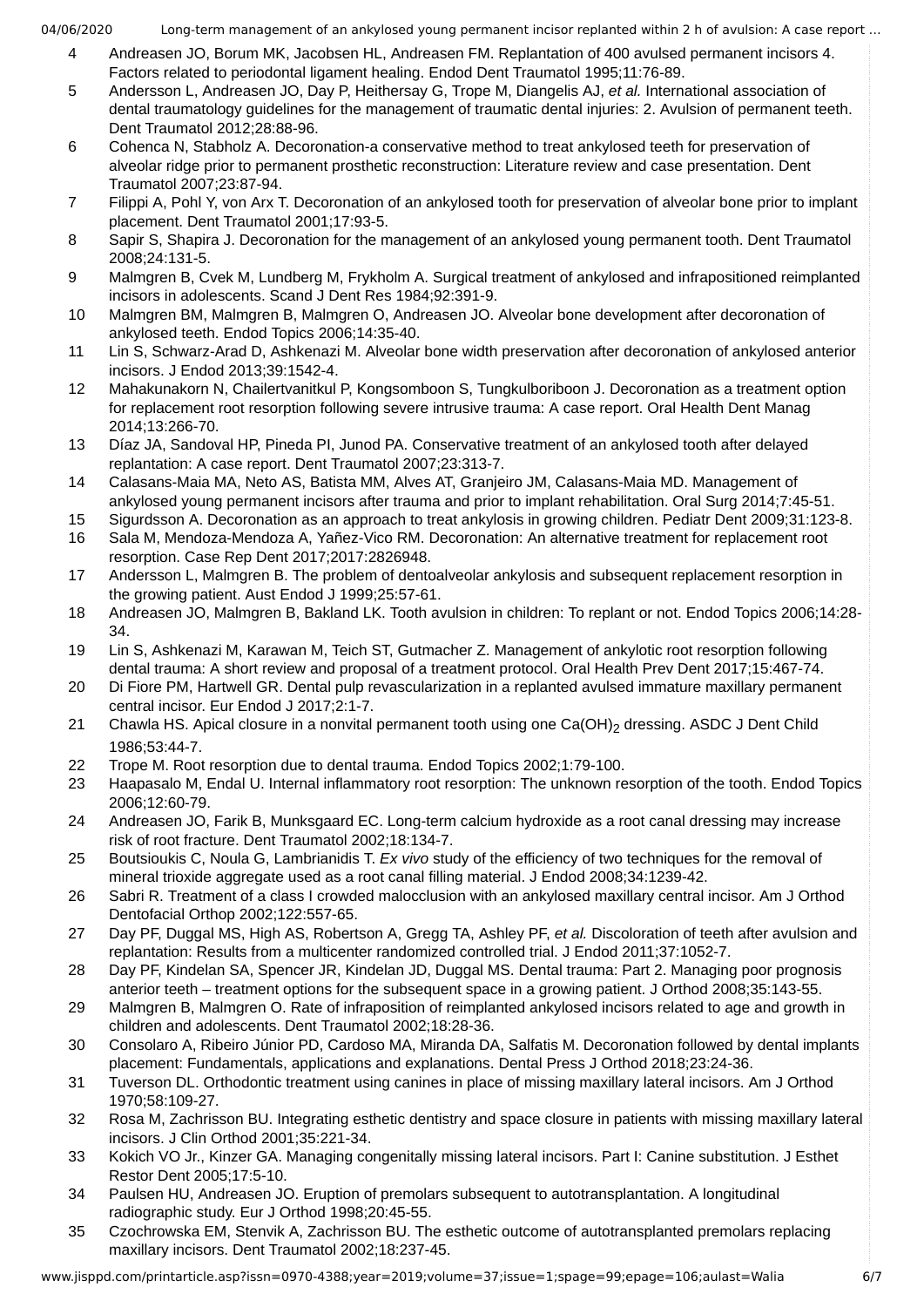4. Andreasen JO, Borum MK, Jacobsen HL, Andreasen FM. Replantation of 400 avulsed permanent incisors 4. Factors related to periodontal ligament healing. Endod Dent Traumatol 1995;11:76-89.
5. Andersson L, Andreasen JO, Day P, Heithersay G, Trope M, Diangelis AJ, *et al.* International association of dental traumatology guidelines for the management of traumatic dental injuries: 2. Avulsion of permanent teeth. Dent Traumatol 2012;28:88-96.
6. Cohenca N, Stabholz A. Decoronation-a conservative method to treat ankylosed teeth for preservation of alveolar ridge prior to permanent prosthetic reconstruction: Literature review and case presentation. Dent Traumatol 2007;23:87-94.
7. Filippi A, Pohl Y, von Arx T. Decoronation of an ankylosed tooth for preservation of alveolar bone prior to implant placement. Dent Traumatol 2001;17:93-5.
8. Sapir S, Shapira J. Decoronation for the management of an ankylosed young permanent tooth. Dent Traumatol 2008;24:131-5.
9. Malmgren B, Cvek M, Lundberg M, Frykholm A. Surgical treatment of ankylosed and infrapositioned reimplanted incisors in adolescents. Scand J Dent Res 1984;92:391-9.
10. Malmgren BM, Malmgren B, Malmgren O, Andreasen JO. Alveolar bone development after decoronation of ankylosed teeth. Endod Topics 2006;14:35-40.
11. Lin S, Schwarz-Arad D, Ashkenazi M. Alveolar bone width preservation after decoronation of ankylosed anterior incisors. J Endod 2013;39:1542-4.
12. Mahakunakorn N, Chailertvanitkul P, Kongsomboon S, Tungkulboriboon J. Decoronation as a treatment option for replacement root resorption following severe intrusive trauma: A case report. Oral Health Dent Manag 2014;13:266-70.
13. Díaz JA, Sandoval HP, Pineda PI, Junod PA. Conservative treatment of an ankylosed tooth after delayed replantation: A case report. Dent Traumatol 2007;23:313-7.
14. Calasans-Maia MA, Neto AS, Batista MM, Alves AT, Granjeiro JM, Calasans-Maia MD. Management of ankylosed young permanent incisors after trauma and prior to implant rehabilitation. Oral Surg 2014;7:45-51.
15. Sigurdsson A. Decoronation as an approach to treat ankylosis in growing children. Pediatr Dent 2009;31:123-8.
16. Sala M, Mendoza-Mendoza A, Yañez-Vico RM. Decoronation: An alternative treatment for replacement root resorption. Case Rep Dent 2017;2017:2826948.
17. Andersson L, Malmgren B. The problem of dentoalveolar ankylosis and subsequent replacement resorption in the growing patient. Aust Endod J 1999;25:57-61.
18. Andreasen JO, Malmgren B, Bakland LK. Tooth avulsion in children: To replant or not. Endod Topics 2006;14:28-34.
19. Lin S, Ashkenazi M, Karawan M, Teich ST, Gutmacher Z. Management of ankylotic root resorption following dental trauma: A short review and proposal of a treatment protocol. Oral Health Prev Dent 2017;15:467-74.
20. Di Fiore PM, Hartwell GR. Dental pulp revascularization in a replanted avulsed immature maxillary permanent central incisor. Eur Endod J 2017;2:1-7.
21. Chawla HS. Apical closure in a nonvital permanent tooth using one $Ca(OH)_2$ dressing. ASDC J Dent Child 1986;53:44-7.
22. Trope M. Root resorption due to dental trauma. Endod Topics 2002;1:79-100.
23. Haapasalo M, Endal U. Internal inflammatory root resorption: The unknown resorption of the tooth. Endod Topics 2006;12:60-79.
24. Andreasen JO, Farik B, Munksgaard EC. Long-term calcium hydroxide as a root canal dressing may increase risk of root fracture. Dent Traumatol 2002;18:134-7.
25. Boutsioukis C, Noula G, Lambrianidis T. *Ex vivo* study of the efficiency of two techniques for the removal of mineral trioxide aggregate used as a root canal filling material. J Endod 2008;34:1239-42.
26. Sabri R. Treatment of a class I crowded malocclusion with an ankylosed maxillary central incisor. Am J Orthod Dentofacial Orthop 2002;122:557-65.
27. Day PF, Duggal MS, High AS, Robertson A, Gregg TA, Ashley PF, *et al.* Discoloration of teeth after avulsion and replantation: Results from a multicenter randomized controlled trial. J Endod 2011;37:1052-7.
28. Day PF, Kindelan SA, Spencer JR, Kindelan JD, Duggal MS. Dental trauma: Part 2. Managing poor prognosis anterior teeth – treatment options for the subsequent space in a growing patient. J Orthod 2008;35:143-55.
29. Malmgren B, Malmgren O. Rate of infraposition of reimplanted ankylosed incisors related to age and growth in children and adolescents. Dent Traumatol 2002;18:28-36.
30. Consolaro A, Ribeiro Júnior PD, Cardoso MA, Miranda DA, Salfatis M. Decoronation followed by dental implants placement: Fundamentals, applications and explanations. Dental Press J Orthod 2018;23:24-36.
31. Tuverson DL. Orthodontic treatment using canines in place of missing maxillary lateral incisors. Am J Orthod 1970;58:109-27.
32. Rosa M, Zachrisson BU. Integrating esthetic dentistry and space closure in patients with missing maxillary lateral incisors. J Clin Orthod 2001;35:221-34.
33. Kokich VO Jr., Kinzer GA. Managing congenitally missing lateral incisors. Part I: Canine substitution. J Esthet Restor Dent 2005;17:5-10.
34. Paulsen HU, Andreasen JO. Eruption of premolars subsequent to autotransplantation. A longitudinal radiographic study. Eur J Orthod 1998;20:45-55.
35. Czochrowska EM, Stenvik A, Zachrisson BU. The esthetic outcome of autotransplanted premolars replacing maxillary incisors. Dent Traumatol 2002;18:237-45.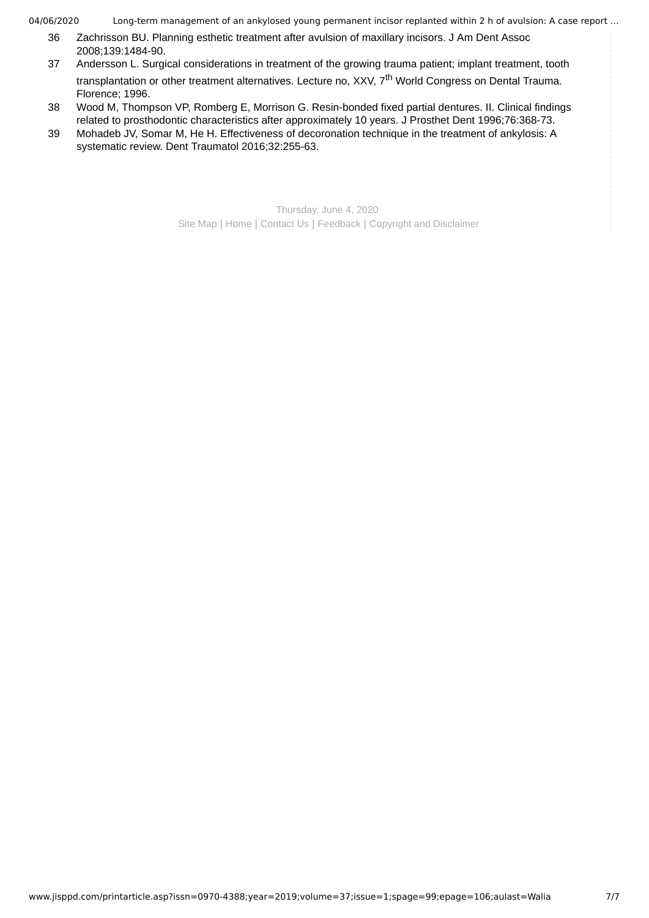36. Zachrisson BU. Planning esthetic treatment after avulsion of maxillary incisors. J Am Dent Assoc 2008;139:1484-90.
37. Andersson L. Surgical considerations in treatment of the growing trauma patient; implant treatment, tooth transplantation or other treatment alternatives. Lecture no, XXV, 7th World Congress on Dental Trauma. Florence; 1996.
38. Wood M, Thompson VP, Romberg E, Morrison G. Resin-bonded fixed partial dentures. II. Clinical findings related to prosthodontic characteristics after approximately 10 years. J Prosthet Dent 1996;76:368-73.
39. Mohadeb JV, Somar M, He H. Effectiveness of decoronation technique in the treatment of ankylosis: A systematic review. Dent Traumatol 2016;32:255-63.

Thursday, June 4, 2020

Site Map | Home | Contact Us | Feedback | Copyright and Disclaimer